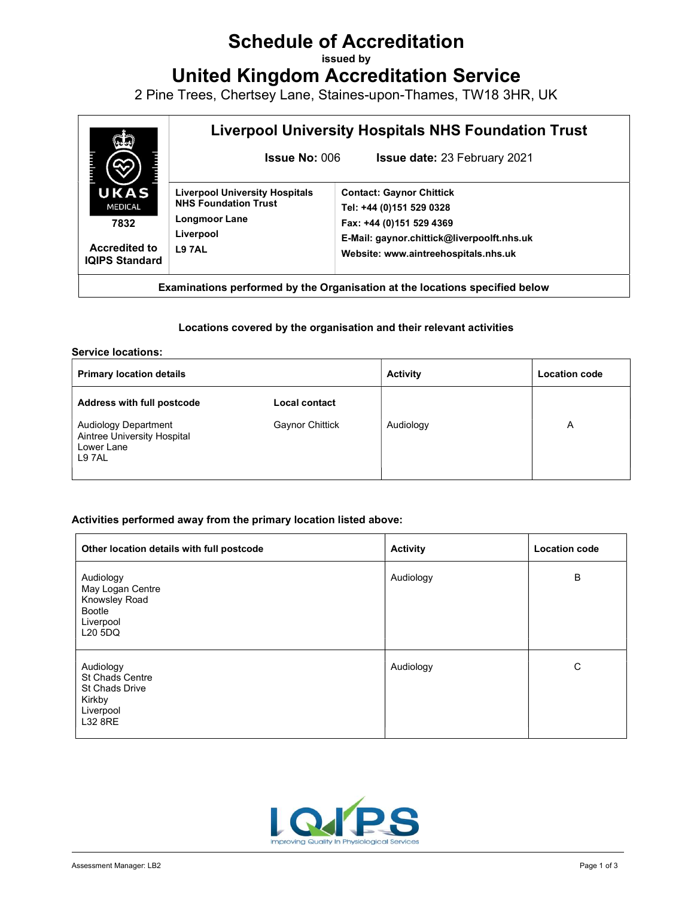# Schedule of Accreditation

issued by

# United Kingdom Accreditation Service

2 Pine Trees, Chertsey Lane, Staines-upon-Thames, TW18 3HR, UK

| UKAS MEDICAL 7832 Accredited to IQIPS Standard | **Liverpool University Hospitals NHS Foundation Trust** **Issue No:** 006 **Issue date:** 23 February 2021 | |
|---|---|---|
| | **Liverpool University Hospitals NHS Foundation Trust** **Longmoor Lane** **Liverpool** **L9 7AL** | **Contact: Gaynor Chittick** **Tel: +44 (0)151 529 0328** **Fax: +44 (0)151 529 4369** **E-Mail: gaynor.chittick@liverpoolft.nhs.uk** **Website: www.aintreehospitals.nhs.uk** |
| **Examinations performed by the Organisation at the locations specified below** | | |

**Locations covered by the organisation and their relevant activities**

**Service locations:**

| Primary location details | | Activity | Location code |
|---|---|---|---|
| **Address with full postcode** | **Local contact** | | |
| Audiology Department<br>Aintree University Hospital<br>Lower Lane<br>L9 7AL | Gaynor Chittick | Audiology | A |

**Activities performed away from the primary location listed above:**

| Other location details with full postcode | Activity | Location code |
|---|---|---|
| Audiology<br>May Logan Centre<br>Knowsley Road<br>Bootle<br>Liverpool<br>L20 5DQ | Audiology | B |
| Audiology<br>St Chads Centre<br>St Chads Drive<br>Kirkby<br>Liverpool<br>L32 8RE | Audiology | C |

IQIPS Improving Quality In Physiological Services

Assessment Manager: LB2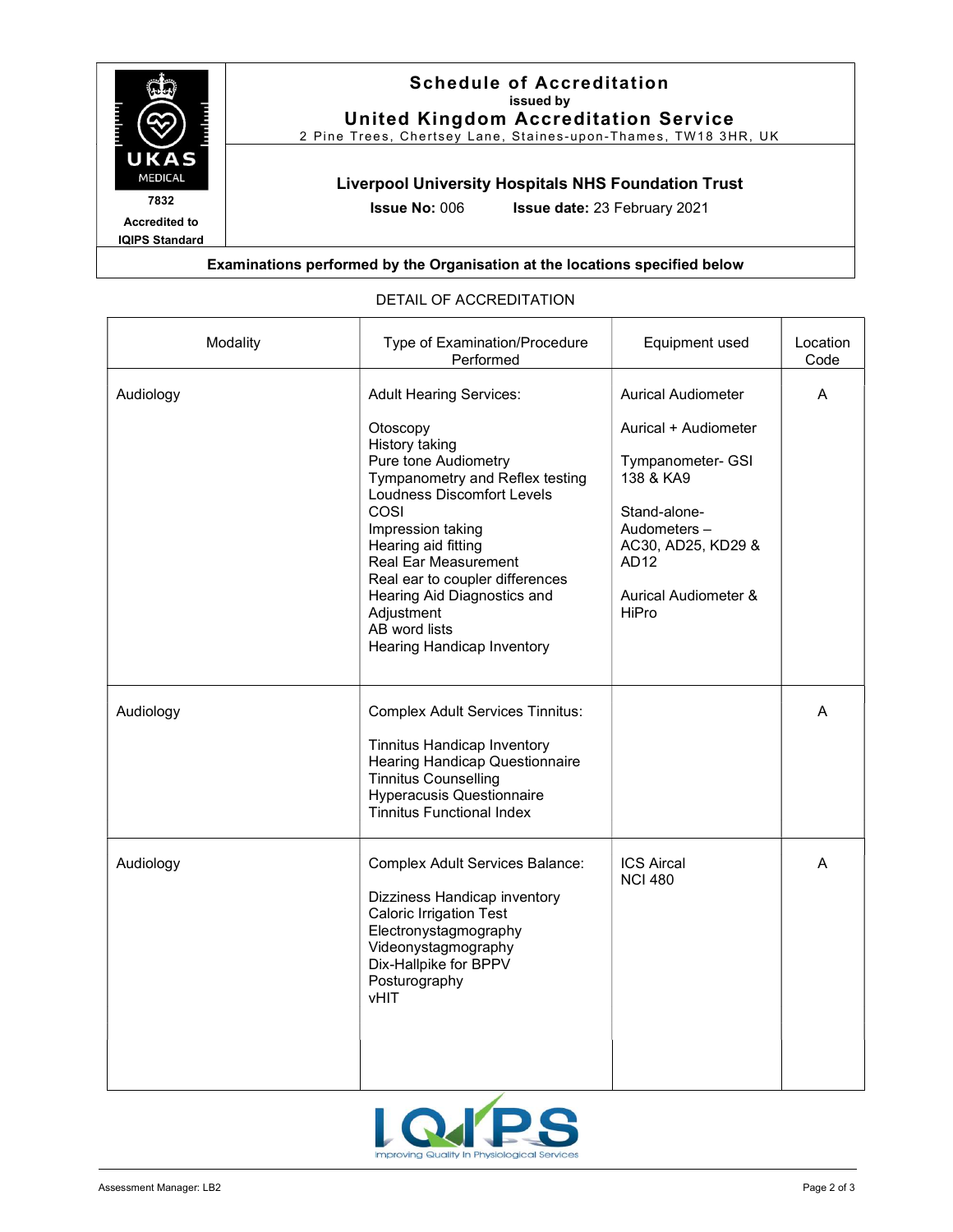# Schedule of Accreditation

issued by

## United Kingdom Accreditation Service

2 Pine Trees, Chertsey Lane, Staines-upon-Thames, TW18 3HR, UK

7832

Accredited to IQIPS Standard

### Liverpool University Hospitals NHS Foundation Trust

**Issue No:** 006 **Issue date:** 23 February 2021

**Examinations performed by the Organisation at the locations specified below**

DETAIL OF ACCREDITATION

| Modality | Type of Examination/Procedure Performed | Equipment used | Location Code |
|---|---|---|---|
| Audiology | Adult Hearing Services:<br><br>Otoscopy<br>History taking<br>Pure tone Audiometry<br>Tympanometry and Reflex testing<br>Loudness Discomfort Levels<br>COSI<br>Impression taking<br>Hearing aid fitting<br>Real Ear Measurement<br>Real ear to coupler differences<br>Hearing Aid Diagnostics and Adjustment<br>AB word lists<br>Hearing Handicap Inventory | Aurical Audiometer<br><br>Aurical + Audiometer<br><br>Tympanometer- GSI 138 & KA9<br><br>Stand-alone-Audometers – AC30, AD25, KD29 & AD12<br><br>Aurical Audiometer & HiPro | A |
| Audiology | Complex Adult Services Tinnitus:<br><br>Tinnitus Handicap Inventory<br>Hearing Handicap Questionnaire<br>Tinnitus Counselling<br>Hyperacusis Questionnaire<br>Tinnitus Functional Index | | A |
| Audiology | Complex Adult Services Balance:<br><br>Dizziness Handicap inventory<br>Caloric Irrigation Test<br>Electronystagmography<br>Videonystagmography<br>Dix-Hallpike for BPPV<br>Posturography<br>vHIT | ICS Aircal<br>NCI 480 | A |

Assessment Manager: LB2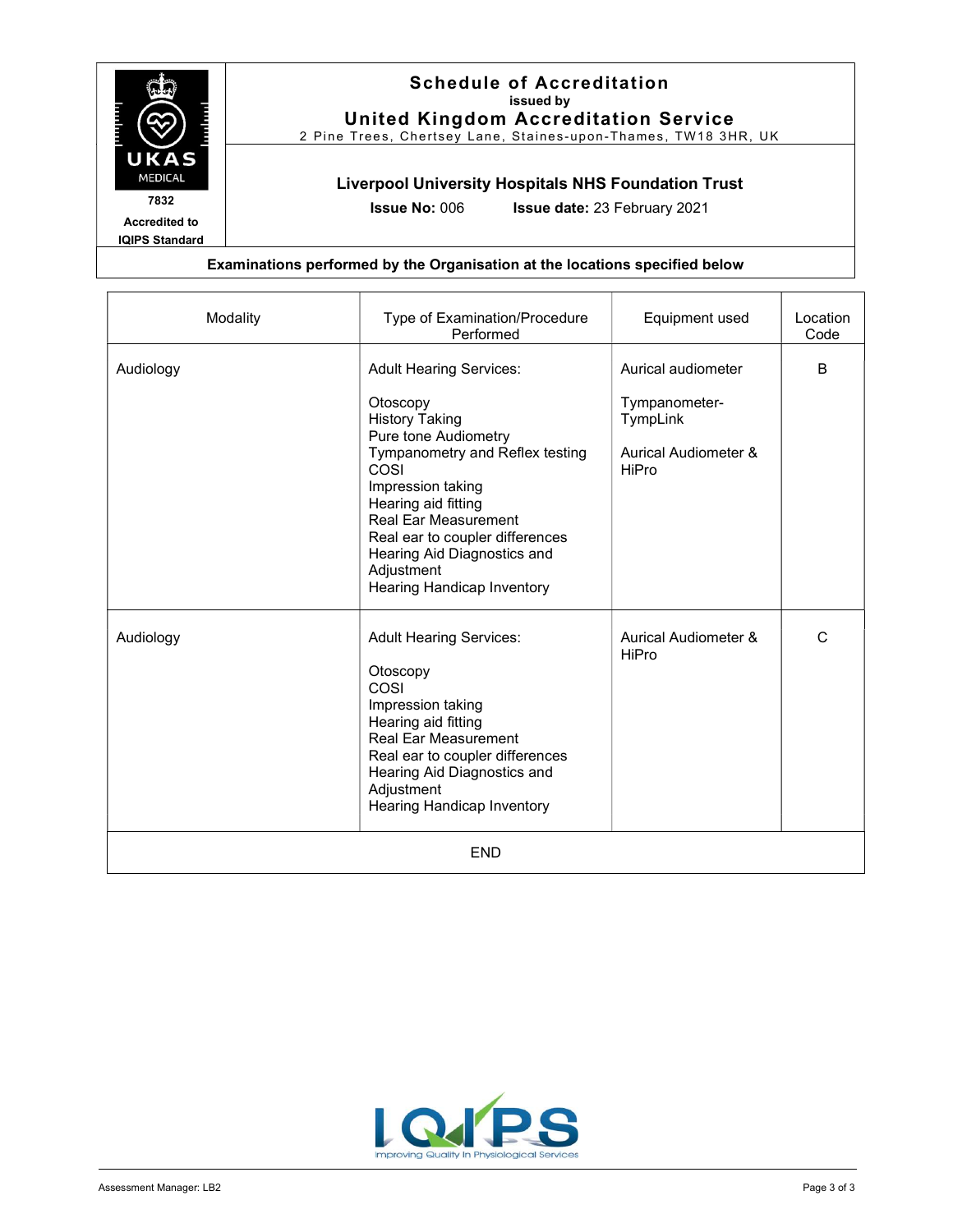# Schedule of Accreditation

**issued by**

## United Kingdom Accreditation Service

2 Pine Trees, Chertsey Lane, Staines-upon-Thames, TW18 3HR, UK

UKAS MEDICAL

7832

**Accredited to IQIPS Standard**

### Liverpool University Hospitals NHS Foundation Trust

**Issue No:** 006 **Issue date:** 23 February 2021

**Examinations performed by the Organisation at the locations specified below**

| Modality | Type of Examination/Procedure Performed | Equipment used | Location Code |
|---|---|---|---|
| Audiology | Adult Hearing Services:<br><br>Otoscopy<br>History Taking<br>Pure tone Audiometry<br>Tympanometry and Reflex testing<br>COSI<br>Impression taking<br>Hearing aid fitting<br>Real Ear Measurement<br>Real ear to coupler differences<br>Hearing Aid Diagnostics and Adjustment<br>Hearing Handicap Inventory | Aurical audiometer<br><br>Tympanometer- TympLink<br><br>Aurical Audiometer & HiPro | B |
| Audiology | Adult Hearing Services:<br><br>Otoscopy<br>COSI<br>Impression taking<br>Hearing aid fitting<br>Real Ear Measurement<br>Real ear to coupler differences<br>Hearing Aid Diagnostics and Adjustment<br>Hearing Handicap Inventory | Aurical Audiometer & HiPro | C |
| END | | | |

IQIPS Improving Quality In Physiological Services

Assessment Manager: LB2